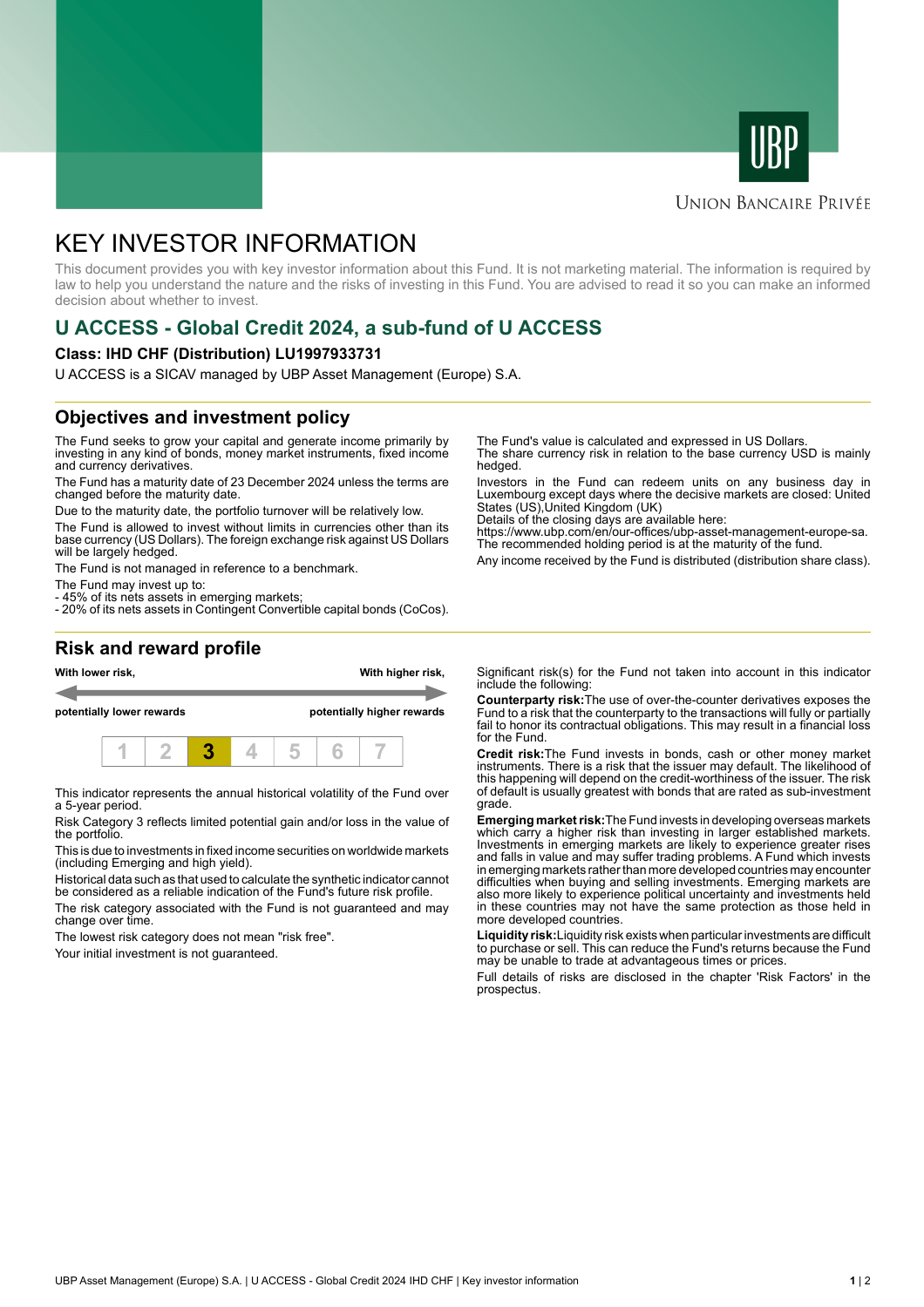UBP

UNION BANCAIRE PRIVÉE

# KEY INVESTOR INFORMATION

This document provides you with key investor information about this Fund. It is not marketing material. The information is required by law to help you understand the nature and the risks of investing in this Fund. You are advised to read it so you can make an informed decision about whether to invest.

## U ACCESS - Global Credit 2024, a sub-fund of U ACCESS

**Class: IHD CHF (Distribution) LU1997933731**

U ACCESS is a SICAV managed by UBP Asset Management (Europe) S.A.

## Objectives and investment policy

The Fund seeks to grow your capital and generate income primarily by investing in any kind of bonds, money market instruments, fixed income and currency derivatives.

The Fund has a maturity date of 23 December 2024 unless the terms are changed before the maturity date.

Due to the maturity date, the portfolio turnover will be relatively low.

The Fund is allowed to invest without limits in currencies other than its base currency (US Dollars). The foreign exchange risk against US Dollars will be largely hedged.

The Fund is not managed in reference to a benchmark.

The Fund may invest up to:
- 45% of its nets assets in emerging markets;
- 20% of its nets assets in Contingent Convertible capital bonds (CoCos).

The Fund's value is calculated and expressed in US Dollars.
The share currency risk in relation to the base currency USD is mainly hedged.

Investors in the Fund can redeem units on any business day in Luxembourg except days where the decisive markets are closed: United States (US),United Kingdom (UK)
Details of the closing days are available here:
https://www.ubp.com/en/our-offices/ubp-asset-management-europe-sa.
The recommended holding period is at the maturity of the fund.

Any income received by the Fund is distributed (distribution share class).

## Risk and reward profile

**With lower risk,** — **With higher risk,**

**potentially lower rewards** — **potentially higher rewards**

| 1 | 2 | **3** | 4 | 5 | 6 | 7 |
|---|---|---|---|---|---|---|

This indicator represents the annual historical volatility of the Fund over a 5-year period.

Risk Category 3 reflects limited potential gain and/or loss in the value of the portfolio.

This is due to investments in fixed income securities on worldwide markets (including Emerging and high yield).

Historical data such as that used to calculate the synthetic indicator cannot be considered as a reliable indication of the Fund's future risk profile.

The risk category associated with the Fund is not guaranteed and may change over time.

The lowest risk category does not mean "risk free".

Your initial investment is not guaranteed.

Significant risk(s) for the Fund not taken into account in this indicator include the following:

**Counterparty risk:**The use of over-the-counter derivatives exposes the Fund to a risk that the counterparty to the transactions will fully or partially fail to honor its contractual obligations. This may result in a financial loss for the Fund.

**Credit risk:**The Fund invests in bonds, cash or other money market instruments. There is a risk that the issuer may default. The likelihood of this happening will depend on the credit-worthiness of the issuer. The risk of default is usually greatest with bonds that are rated as sub-investment grade.

**Emerging market risk:**The Fund invests in developing overseas markets which carry a higher risk than investing in larger established markets. Investments in emerging markets are likely to experience greater rises and falls in value and may suffer trading problems. A Fund which invests in emerging markets rather than more developed countries may encounter difficulties when buying and selling investments. Emerging markets are also more likely to experience political uncertainty and investments held in these countries may not have the same protection as those held in more developed countries.

**Liquidity risk:**Liquidity risk exists when particular investments are difficult to purchase or sell. This can reduce the Fund's returns because the Fund may be unable to trade at advantageous times or prices.

Full details of risks are disclosed in the chapter 'Risk Factors' in the prospectus.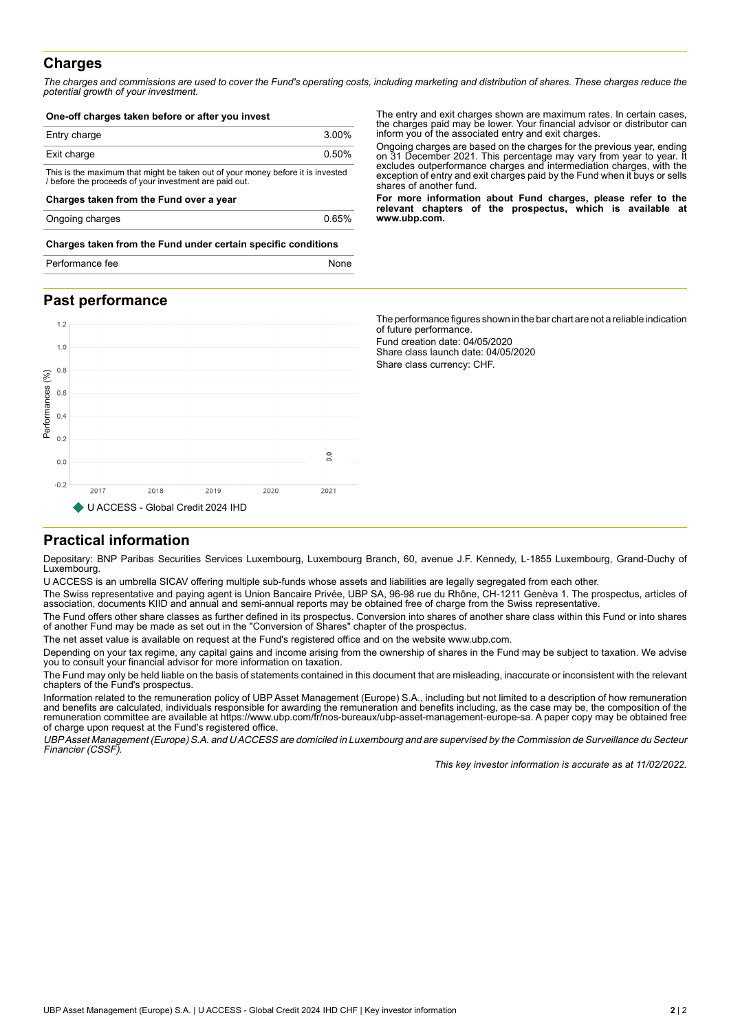## Charges

*The charges and commissions are used to cover the Fund's operating costs, including marketing and distribution of shares. These charges reduce the potential growth of your investment.*

| **One-off charges taken before or after you invest** | |
|---|---|
| Entry charge | 3.00% |
| Exit charge | 0.50% |

This is the maximum that might be taken out of your money before it is invested / before the proceeds of your investment are paid out.

| **Charges taken from the Fund over a year** | |
|---|---|
| Ongoing charges | 0.65% |

| **Charges taken from the Fund under certain specific conditions** | |
|---|---|
| Performance fee | None |

The entry and exit charges shown are maximum rates. In certain cases, the charges paid may be lower. Your financial advisor or distributor can inform you of the associated entry and exit charges.

Ongoing charges are based on the charges for the previous year, ending on 31 December 2021. This percentage may vary from year to year. It excludes outperformance charges and intermediation charges, with the exception of entry and exit charges paid by the Fund when it buys or sells shares of another fund.

**For more information about Fund charges, please refer to the relevant chapters of the prospectus, which is available at www.ubp.com.**

## Past performance

Performances (%)

1.2
1.0
0.8
0.6
0.4
0.2
0.0
-0.2

2017
2018
2019
2020
2021

0.0

U ACCESS - Global Credit 2024 IHD

The performance figures shown in the bar chart are not a reliable indication of future performance.

Fund creation date: 04/05/2020

Share class launch date: 04/05/2020

Share class currency: CHF.

## Practical information

Depositary: BNP Paribas Securities Services Luxembourg, Luxembourg Branch, 60, avenue J.F. Kennedy, L-1855 Luxembourg, Grand-Duchy of Luxembourg.

U ACCESS is an umbrella SICAV offering multiple sub-funds whose assets and liabilities are legally segregated from each other.

The Swiss representative and paying agent is Union Bancaire Privée, UBP SA, 96-98 rue du Rhône, CH-1211 Genèva 1. The prospectus, articles of association, documents KIID and annual and semi-annual reports may be obtained free of charge from the Swiss representative.

The Fund offers other share classes as further defined in its prospectus. Conversion into shares of another share class within this Fund or into shares of another Fund may be made as set out in the "Conversion of Shares" chapter of the prospectus.

The net asset value is available on request at the Fund's registered office and on the website www.ubp.com.

Depending on your tax regime, any capital gains and income arising from the ownership of shares in the Fund may be subject to taxation. We advise you to consult your financial advisor for more information on taxation.

The Fund may only be held liable on the basis of statements contained in this document that are misleading, inaccurate or inconsistent with the relevant chapters of the Fund's prospectus.

Information related to the remuneration policy of UBP Asset Management (Europe) S.A., including but not limited to a description of how remuneration and benefits are calculated, individuals responsible for awarding the remuneration and benefits including, as the case may be, the composition of the remuneration committee are available at https://www.ubp.com/fr/nos-bureaux/ubp-asset-management-europe-sa. A paper copy may be obtained free of charge upon request at the Fund's registered office.

*UBP Asset Management (Europe) S.A. and U ACCESS are domiciled in Luxembourg and are supervised by the Commission de Surveillance du Secteur Financier (CSSF).*

*This key investor information is accurate as at 11/02/2022.*